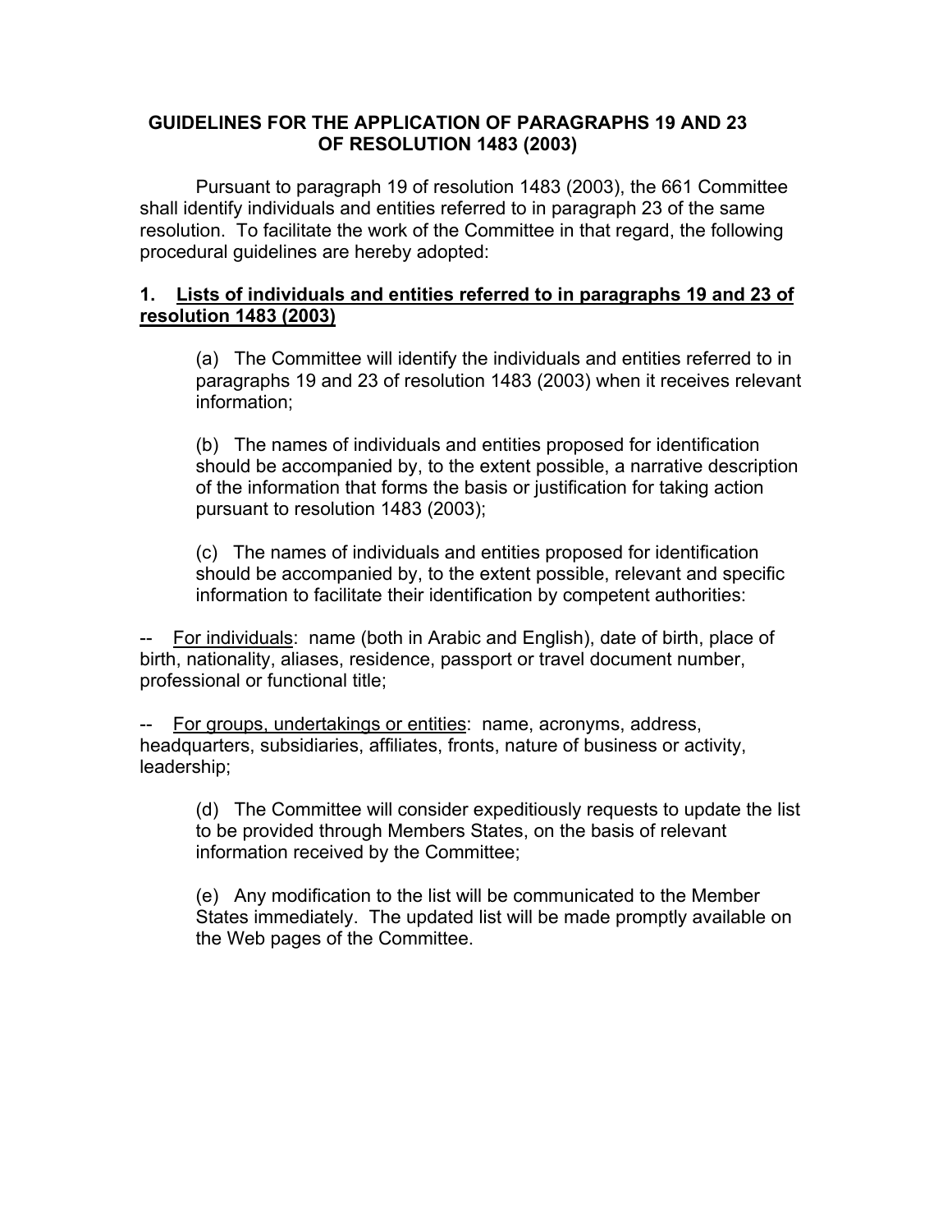# GUIDELINES FOR THE APPLICATION OF PARAGRAPHS 19 AND 23 OF RESOLUTION 1483 (2003)

Pursuant to paragraph 19 of resolution 1483 (2003), the 661 Committee shall identify individuals and entities referred to in paragraph 23 of the same resolution. To facilitate the work of the Committee in that regard, the following procedural guidelines are hereby adopted:

## 1. Lists of individuals and entities referred to in paragraphs 19 and 23 of resolution 1483 (2003)

(a) The Committee will identify the individuals and entities referred to in paragraphs 19 and 23 of resolution 1483 (2003) when it receives relevant information;

(b) The names of individuals and entities proposed for identification should be accompanied by, to the extent possible, a narrative description of the information that forms the basis or justification for taking action pursuant to resolution 1483 (2003);

(c) The names of individuals and entities proposed for identification should be accompanied by, to the extent possible, relevant and specific information to facilitate their identification by competent authorities:

-- For individuals: name (both in Arabic and English), date of birth, place of birth, nationality, aliases, residence, passport or travel document number, professional or functional title;

-- For groups, undertakings or entities: name, acronyms, address, headquarters, subsidiaries, affiliates, fronts, nature of business or activity, leadership;

(d) The Committee will consider expeditiously requests to update the list to be provided through Members States, on the basis of relevant information received by the Committee;

(e) Any modification to the list will be communicated to the Member States immediately. The updated list will be made promptly available on the Web pages of the Committee.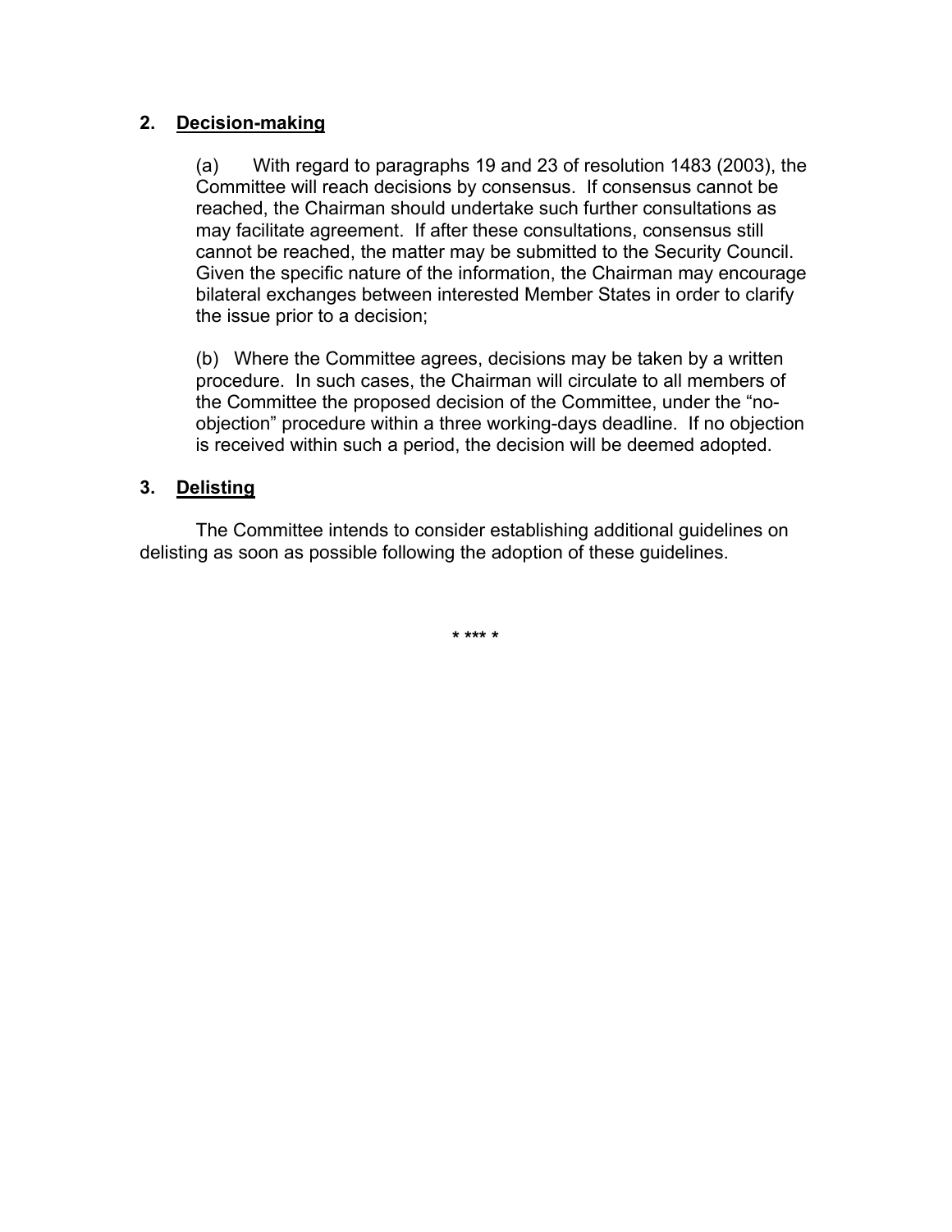## 2. Decision-making

(a) With regard to paragraphs 19 and 23 of resolution 1483 (2003), the Committee will reach decisions by consensus. If consensus cannot be reached, the Chairman should undertake such further consultations as may facilitate agreement. If after these consultations, consensus still cannot be reached, the matter may be submitted to the Security Council. Given the specific nature of the information, the Chairman may encourage bilateral exchanges between interested Member States in order to clarify the issue prior to a decision;

(b) Where the Committee agrees, decisions may be taken by a written procedure. In such cases, the Chairman will circulate to all members of the Committee the proposed decision of the Committee, under the "no-objection" procedure within a three working-days deadline. If no objection is received within such a period, the decision will be deemed adopted.

## 3. Delisting

The Committee intends to consider establishing additional guidelines on delisting as soon as possible following the adoption of these guidelines.

* *** *